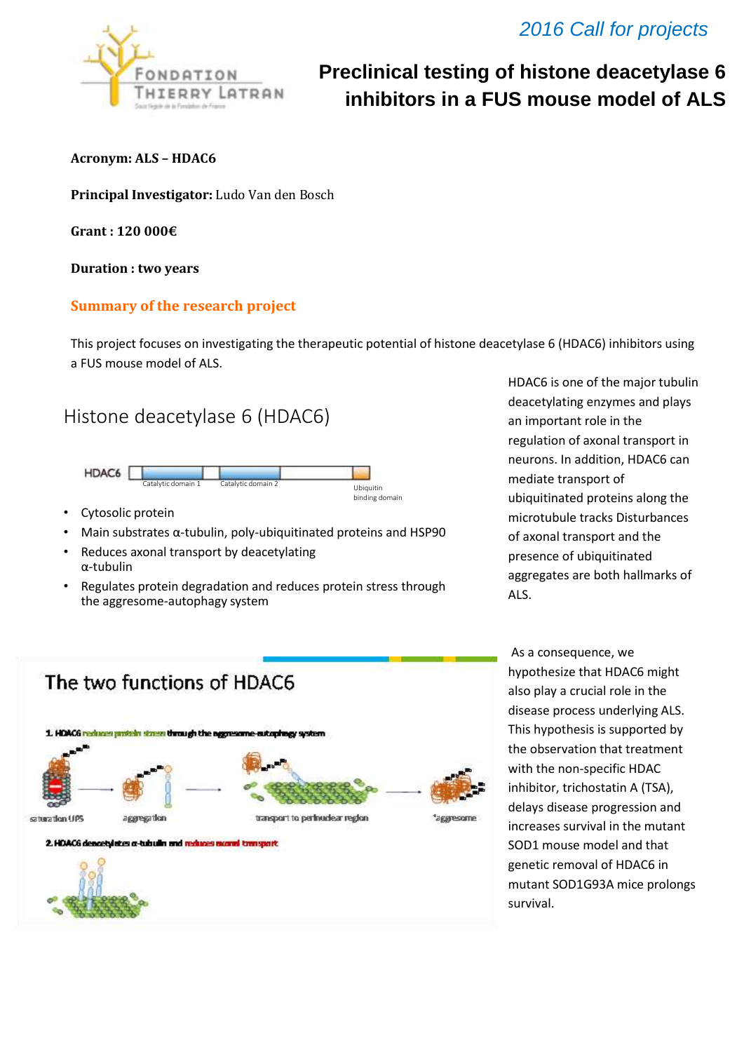*2016 Call for projects*

# Preclinical testing of histone deacetylase 6 inhibitors in a FUS mouse model of ALS

**Acronym: ALS – HDAC6**

**Principal Investigator:** Ludo Van den Bosch

**Grant : 120 000€**

**Duration : two years**

## Summary of the research project

This project focuses on investigating the therapeutic potential of histone deacetylase 6 (HDAC6) inhibitors using a FUS mouse model of ALS.

### Histone deacetylase 6 (HDAC6)

HDAC6 — Catalytic domain 1 — Catalytic domain 2 — Ubiquitin binding domain

- Cytosolic protein
- Main substrates α-tubulin, poly-ubiquitinated proteins and HSP90
- Reduces axonal transport by deacetylating α-tubulin
- Regulates protein degradation and reduces protein stress through the aggresome-autophagy system

HDAC6 is one of the major tubulin deacetylating enzymes and plays an important role in the regulation of axonal transport in neurons. In addition, HDAC6 can mediate transport of ubiquitinated proteins along the microtubule tracks Disturbances of axonal transport and the presence of ubiquitinated aggregates are both hallmarks of ALS.

### The two functions of HDAC6

1. HDAC6 reduces protein stress through the aggresome-autophagy system

saturation UPS → aggregation → transport to perinuclear region → aggresome

2. HDAC6 deacetylates α-tubulin and reduces axonal transport

As a consequence, we hypothesize that HDAC6 might also play a crucial role in the disease process underlying ALS. This hypothesis is supported by the observation that treatment with the non-specific HDAC inhibitor, trichostatin A (TSA), delays disease progression and increases survival in the mutant SOD1 mouse model and that genetic removal of HDAC6 in mutant SOD1G93A mice prolongs survival.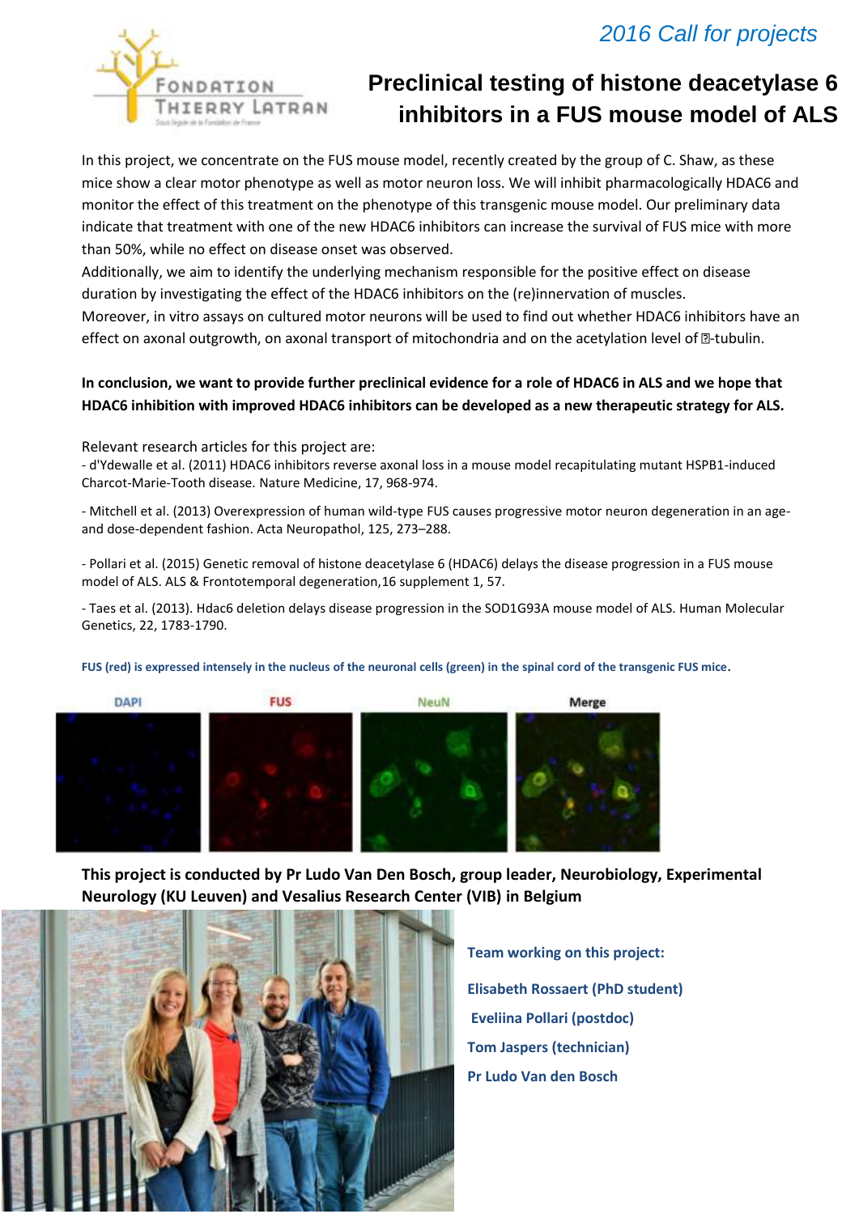*2016 Call for projects*

# Preclinical testing of histone deacetylase 6 inhibitors in a FUS mouse model of ALS

In this project, we concentrate on the FUS mouse model, recently created by the group of C. Shaw, as these mice show a clear motor phenotype as well as motor neuron loss. We will inhibit pharmacologically HDAC6 and monitor the effect of this treatment on the phenotype of this transgenic mouse model. Our preliminary data indicate that treatment with one of the new HDAC6 inhibitors can increase the survival of FUS mice with more than 50%, while no effect on disease onset was observed.

Additionally, we aim to identify the underlying mechanism responsible for the positive effect on disease duration by investigating the effect of the HDAC6 inhibitors on the (re)innervation of muscles.

Moreover, in vitro assays on cultured motor neurons will be used to find out whether HDAC6 inhibitors have an effect on axonal outgrowth, on axonal transport of mitochondria and on the acetylation level of ?-tubulin.

**In conclusion, we want to provide further preclinical evidence for a role of HDAC6 in ALS and we hope that HDAC6 inhibition with improved HDAC6 inhibitors can be developed as a new therapeutic strategy for ALS.**

Relevant research articles for this project are:

- d'Ydewalle et al. (2011) HDAC6 inhibitors reverse axonal loss in a mouse model recapitulating mutant HSPB1-induced Charcot-Marie-Tooth disease. Nature Medicine, 17, 968-974.
- Mitchell et al. (2013) Overexpression of human wild-type FUS causes progressive motor neuron degeneration in an age- and dose-dependent fashion. Acta Neuropathol, 125, 273–288.
- Pollari et al. (2015) Genetic removal of histone deacetylase 6 (HDAC6) delays the disease progression in a FUS mouse model of ALS. ALS & Frontotemporal degeneration,16 supplement 1, 57.
- Taes et al. (2013). Hdac6 deletion delays disease progression in the SOD1G93A mouse model of ALS. Human Molecular Genetics, 22, 1783-1790.

**FUS (red) is expressed intensely in the nucleus of the neuronal cells (green) in the spinal cord of the transgenic FUS mice.**

DAPI FUS NeuN Merge

**This project is conducted by Pr Ludo Van Den Bosch, group leader, Neurobiology, Experimental Neurology (KU Leuven) and Vesalius Research Center (VIB) in Belgium**

**Team working on this project:**

**Elisabeth Rossaert (PhD student)**

**Eveliina Pollari (postdoc)**

**Tom Jaspers (technician)**

**Pr Ludo Van den Bosch**